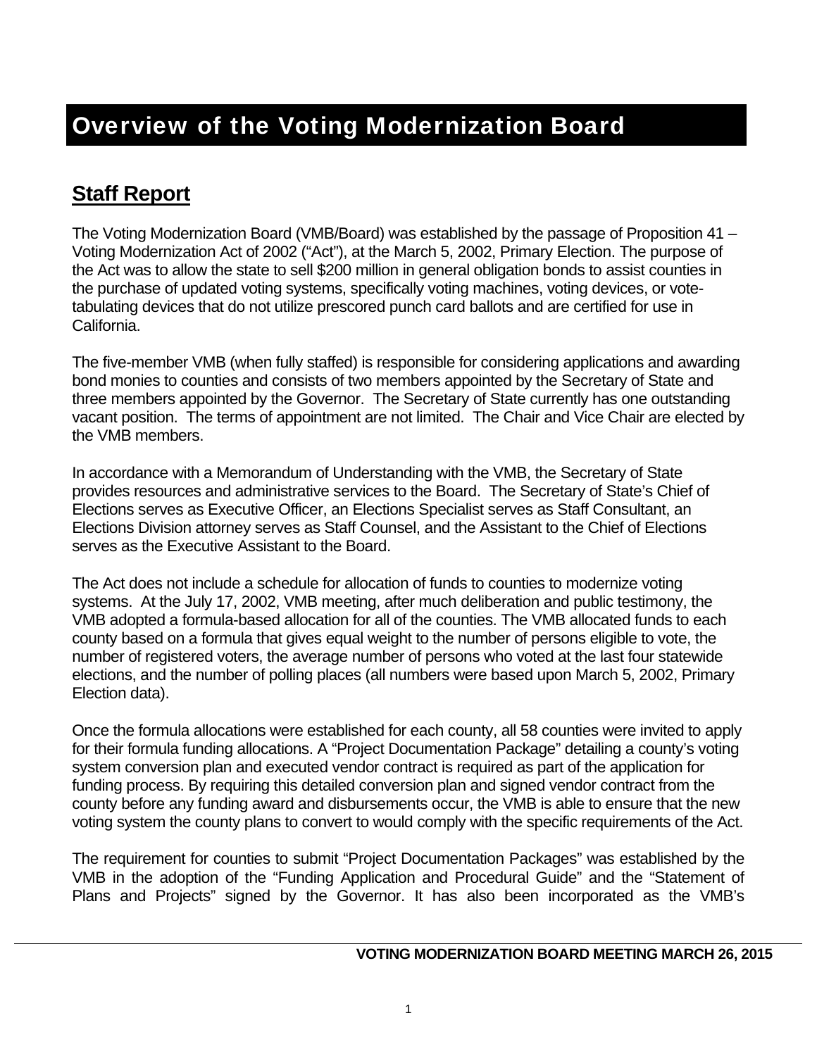# Overview of the Voting Modernization Board

## Staff Report

The Voting Modernization Board (VMB/Board) was established by the passage of Proposition 41 – Voting Modernization Act of 2002 ("Act"), at the March 5, 2002, Primary Election. The purpose of the Act was to allow the state to sell $200 million in general obligation bonds to assist counties in the purchase of updated voting systems, specifically voting machines, voting devices, or vote-tabulating devices that do not utilize prescored punch card ballots and are certified for use in California.

The five-member VMB (when fully staffed) is responsible for considering applications and awarding bond monies to counties and consists of two members appointed by the Secretary of State and three members appointed by the Governor. The Secretary of State currently has one outstanding vacant position. The terms of appointment are not limited. The Chair and Vice Chair are elected by the VMB members.

In accordance with a Memorandum of Understanding with the VMB, the Secretary of State provides resources and administrative services to the Board. The Secretary of State's Chief of Elections serves as Executive Officer, an Elections Specialist serves as Staff Consultant, an Elections Division attorney serves as Staff Counsel, and the Assistant to the Chief of Elections serves as the Executive Assistant to the Board.

The Act does not include a schedule for allocation of funds to counties to modernize voting systems. At the July 17, 2002, VMB meeting, after much deliberation and public testimony, the VMB adopted a formula-based allocation for all of the counties. The VMB allocated funds to each county based on a formula that gives equal weight to the number of persons eligible to vote, the number of registered voters, the average number of persons who voted at the last four statewide elections, and the number of polling places (all numbers were based upon March 5, 2002, Primary Election data).

Once the formula allocations were established for each county, all 58 counties were invited to apply for their formula funding allocations. A "Project Documentation Package" detailing a county's voting system conversion plan and executed vendor contract is required as part of the application for funding process. By requiring this detailed conversion plan and signed vendor contract from the county before any funding award and disbursements occur, the VMB is able to ensure that the new voting system the county plans to convert to would comply with the specific requirements of the Act.

The requirement for counties to submit "Project Documentation Packages" was established by the VMB in the adoption of the "Funding Application and Procedural Guide" and the "Statement of Plans and Projects" signed by the Governor. It has also been incorporated as the VMB's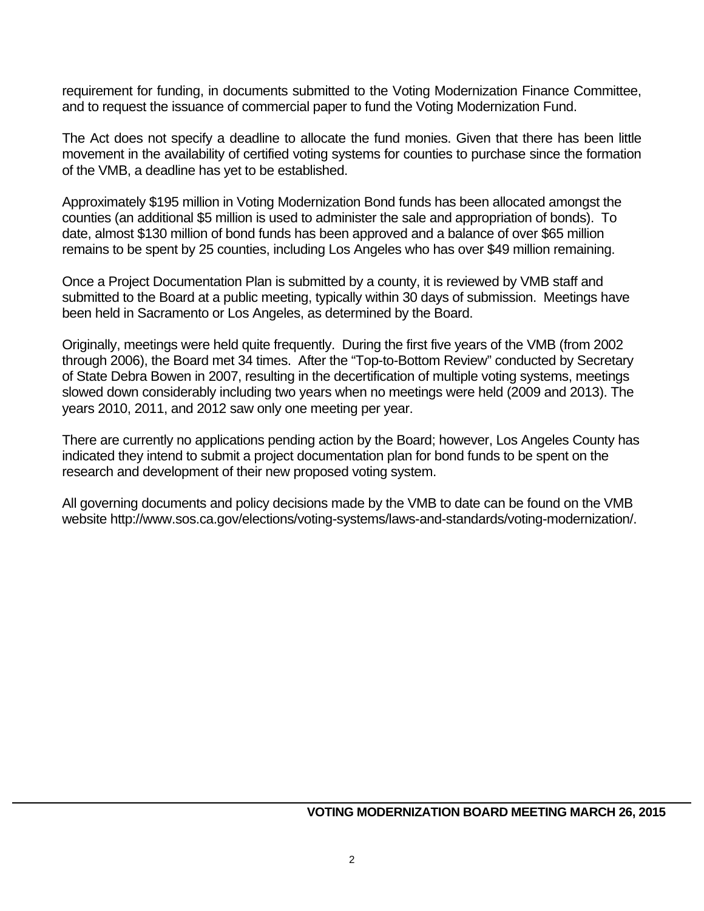requirement for funding, in documents submitted to the Voting Modernization Finance Committee, and to request the issuance of commercial paper to fund the Voting Modernization Fund.

The Act does not specify a deadline to allocate the fund monies. Given that there has been little movement in the availability of certified voting systems for counties to purchase since the formation of the VMB, a deadline has yet to be established.

Approximately $195 million in Voting Modernization Bond funds has been allocated amongst the counties (an additional $5 million is used to administer the sale and appropriation of bonds). To date, almost $130 million of bond funds has been approved and a balance of over $65 million remains to be spent by 25 counties, including Los Angeles who has over $49 million remaining.

Once a Project Documentation Plan is submitted by a county, it is reviewed by VMB staff and submitted to the Board at a public meeting, typically within 30 days of submission. Meetings have been held in Sacramento or Los Angeles, as determined by the Board.

Originally, meetings were held quite frequently. During the first five years of the VMB (from 2002 through 2006), the Board met 34 times. After the "Top-to-Bottom Review" conducted by Secretary of State Debra Bowen in 2007, resulting in the decertification of multiple voting systems, meetings slowed down considerably including two years when no meetings were held (2009 and 2013). The years 2010, 2011, and 2012 saw only one meeting per year.

There are currently no applications pending action by the Board; however, Los Angeles County has indicated they intend to submit a project documentation plan for bond funds to be spent on the research and development of their new proposed voting system.

All governing documents and policy decisions made by the VMB to date can be found on the VMB website http://www.sos.ca.gov/elections/voting-systems/laws-and-standards/voting-modernization/.